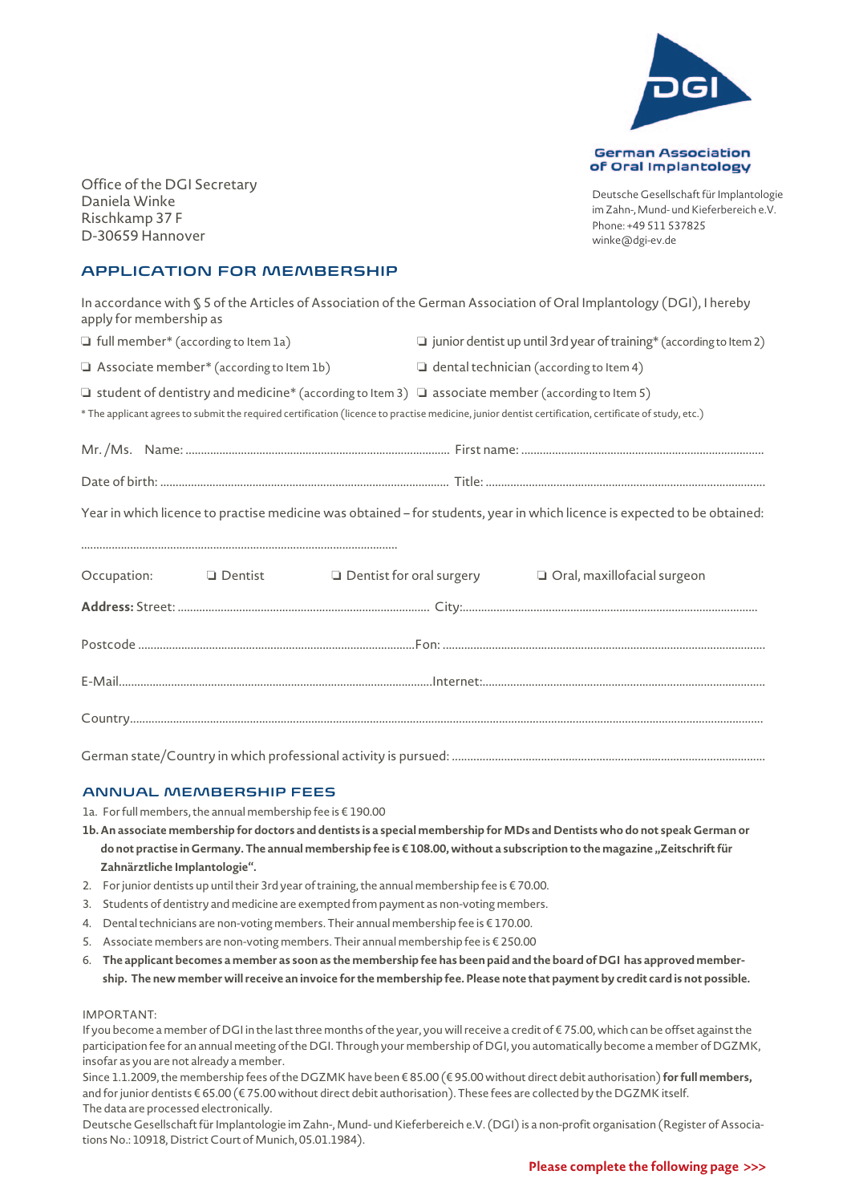DGI

**German Association of Oral Implantology**

Deutsche Gesellschaft für Implantologie im Zahn-, Mund- und Kieferbereich e.V.
Phone: +49 511 537825
winke@dgi-ev.de

Office of the DGI Secretary
Daniela Winke
Rischkamp 37 F
D-30659 Hannover

## APPLICATION FOR MEMBERSHIP

In accordance with § 5 of the Articles of Association of the German Association of Oral Implantology (DGI), I hereby apply for membership as

❑ full member* (according to Item 1a)

❑ junior dentist up until 3rd year of training* (according to Item 2)

❑ Associate member* (according to Item 1b)

❑ dental technician (according to Item 4)

❑ student of dentistry and medicine* (according to Item 3)

❑ associate member (according to Item 5)

* The applicant agrees to submit the required certification (licence to practise medicine, junior dentist certification, certificate of study, etc.)

Mr. /Ms. Name: .................................................. First name: ..................................................

Date of birth: .................................................. Title: ..................................................

Year in which licence to practise medicine was obtained – for students, year in which licence is expected to be obtained:

..................................................

Occupation: ❑ Dentist ❑ Dentist for oral surgery ❑ Oral, maxillofacial surgeon

**Address:** Street: .................................................. City:..................................................

Postcode ..................................................Fon: ..................................................

E-Mail..................................................Internet:..................................................

Country..................................................

German state/Country in which professional activity is pursued: ..................................................

## ANNUAL MEMBERSHIP FEES

1a. For full members, the annual membership fee is € 190.00

**1b. An associate membership for doctors and dentists is a special membership for MDs and Dentists who do not speak German or do not practise in Germany. The annual membership fee is € 108.00, without a subscription to the magazine „Zeitschrift für Zahnärztliche Implantologie".**

2. For junior dentists up until their 3rd year of training, the annual membership fee is € 70.00.
3. Students of dentistry and medicine are exempted from payment as non-voting members.
4. Dental technicians are non-voting members. Their annual membership fee is € 170.00.
5. Associate members are non-voting members. Their annual membership fee is € 250.00
6. **The applicant becomes a member as soon as the membership fee has been paid and the board of DGI has approved membership. The new member will receive an invoice for the membership fee. Please note that payment by credit card is not possible.**

IMPORTANT:
If you become a member of DGI in the last three months of the year, you will receive a credit of € 75.00, which can be offset against the participation fee for an annual meeting of the DGI. Through your membership of DGI, you automatically become a member of DGZMK, insofar as you are not already a member.
Since 1.1.2009, the membership fees of the DGZMK have been € 85.00 (€ 95.00 without direct debit authorisation) **for full members,** and for junior dentists € 65.00 (€ 75.00 without direct debit authorisation). These fees are collected by the DGZMK itself.
The data are processed electronically.
Deutsche Gesellschaft für Implantologie im Zahn-, Mund- und Kieferbereich e.V. (DGI) is a non-profit organisation (Register of Associations No.: 10918, District Court of Munich, 05.01.1984).

**Please complete the following page >>>**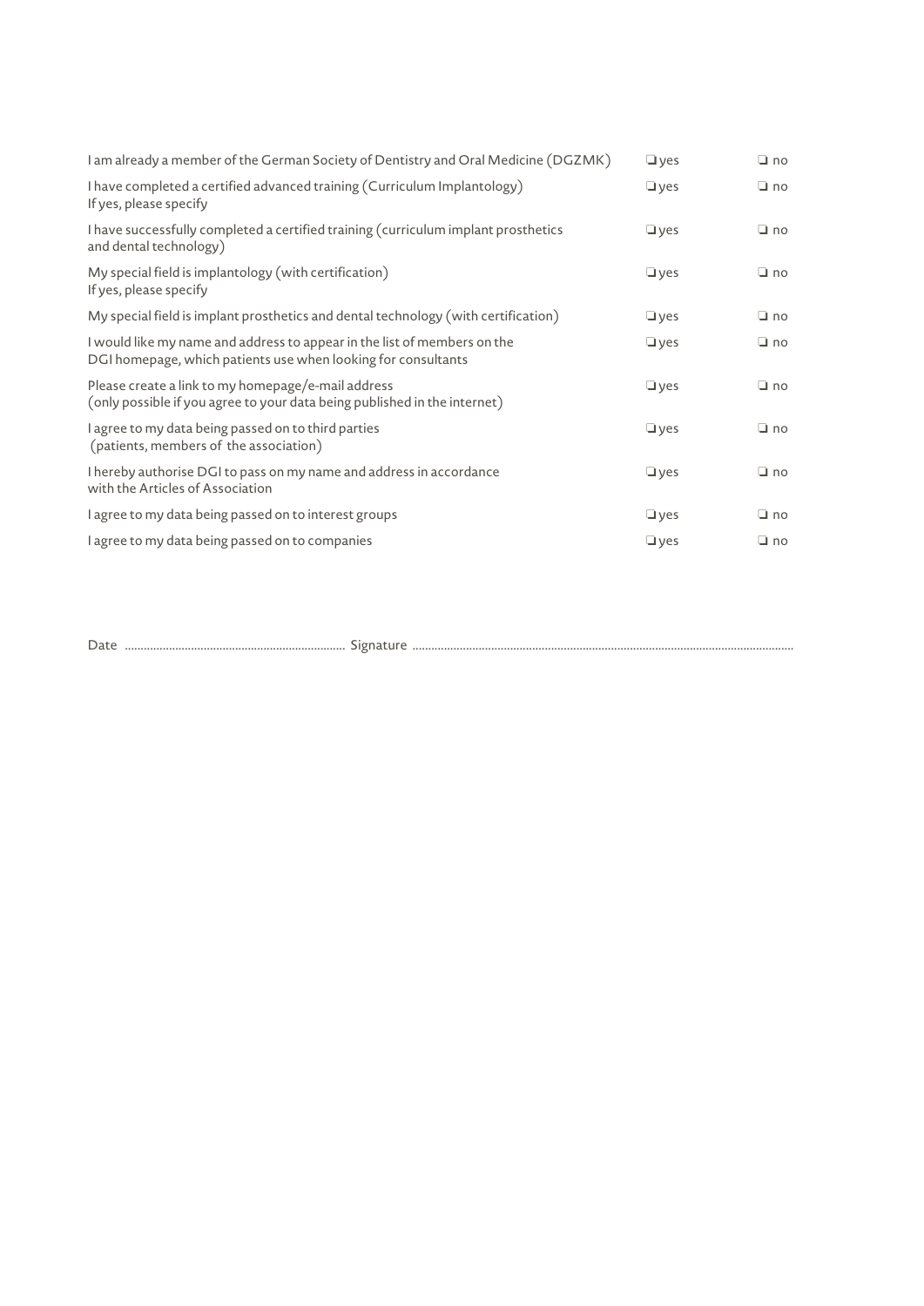| | | |
|---|---|---|
| I am already a member of the German Society of Dentistry and Oral Medicine (DGZMK) | ❑ yes | ❑ no |
| I have completed a certified advanced training (Curriculum Implantology)<br>If yes, please specify | ❑ yes | ❑ no |
| I have successfully completed a certified training (curriculum implant prosthetics and dental technology) | ❑ yes | ❑ no |
| My special field is implantology (with certification)<br>If yes, please specify | ❑ yes | ❑ no |
| My special field is implant prosthetics and dental technology (with certification) | ❑ yes | ❑ no |
| I would like my name and address to appear in the list of members on the DGI homepage, which patients use when looking for consultants | ❑ yes | ❑ no |
| Please create a link to my homepage/e-mail address<br>(only possible if you agree to your data being published in the internet) | ❑ yes | ❑ no |
| I agree to my data being passed on to third parties<br>(patients, members of the association) | ❑ yes | ❑ no |
| I hereby authorise DGI to pass on my name and address in accordance with the Articles of Association | ❑ yes | ❑ no |
| I agree to my data being passed on to interest groups | ❑ yes | ❑ no |
| I agree to my data being passed on to companies | ❑ yes | ❑ no |

Date ........................................................................ Signature ........................................................................................................................................